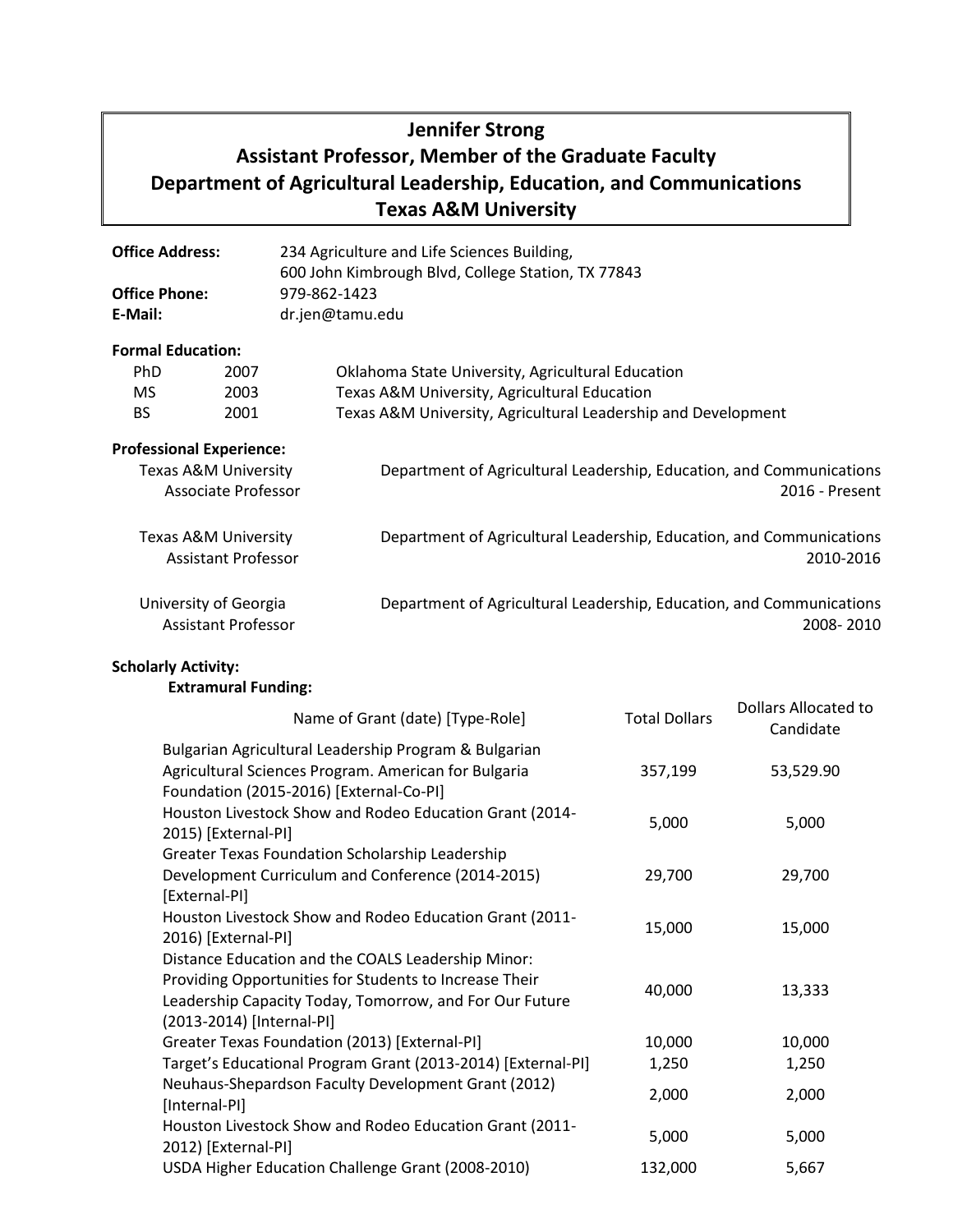# Jennifer Strong
## Assistant Professor, Member of the Graduate Faculty
## Department of Agricultural Leadership, Education, and Communications
## Texas A&M University

**Office Address:** 234 Agriculture and Life Sciences Building,
600 John Kimbrough Blvd, College Station, TX 77843
**Office Phone:** 979-862-1423
**E-Mail:** dr.jen@tamu.edu

**Formal Education:**

| | | |
|---|---|---|
| PhD | 2007 | Oklahoma State University, Agricultural Education |
| MS | 2003 | Texas A&M University, Agricultural Education |
| BS | 2001 | Texas A&M University, Agricultural Leadership and Development |

**Professional Experience:**

Texas A&M University — Department of Agricultural Leadership, Education, and Communications
Associate Professor — 2016 - Present

Texas A&M University — Department of Agricultural Leadership, Education, and Communications
Assistant Professor — 2010-2016

University of Georgia — Department of Agricultural Leadership, Education, and Communications
Assistant Professor — 2008- 2010

**Scholarly Activity:**

**Extramural Funding:**

| Name of Grant (date) [Type-Role] | Total Dollars | Dollars Allocated to Candidate |
|---|---|---|
| Bulgarian Agricultural Leadership Program & Bulgarian Agricultural Sciences Program. American for Bulgaria Foundation (2015-2016) [External-Co-PI] | 357,199 | 53,529.90 |
| Houston Livestock Show and Rodeo Education Grant (2014-2015) [External-PI] | 5,000 | 5,000 |
| Greater Texas Foundation Scholarship Leadership Development Curriculum and Conference (2014-2015) [External-PI] | 29,700 | 29,700 |
| Houston Livestock Show and Rodeo Education Grant (2011-2016) [External-PI] | 15,000 | 15,000 |
| Distance Education and the COALS Leadership Minor: Providing Opportunities for Students to Increase Their Leadership Capacity Today, Tomorrow, and For Our Future (2013-2014) [Internal-PI] | 40,000 | 13,333 |
| Greater Texas Foundation (2013) [External-PI] | 10,000 | 10,000 |
| Target's Educational Program Grant (2013-2014) [External-PI] | 1,250 | 1,250 |
| Neuhaus-Shepardson Faculty Development Grant (2012) [Internal-PI] | 2,000 | 2,000 |
| Houston Livestock Show and Rodeo Education Grant (2011-2012) [External-PI] | 5,000 | 5,000 |
| USDA Higher Education Challenge Grant (2008-2010) | 132,000 | 5,667 |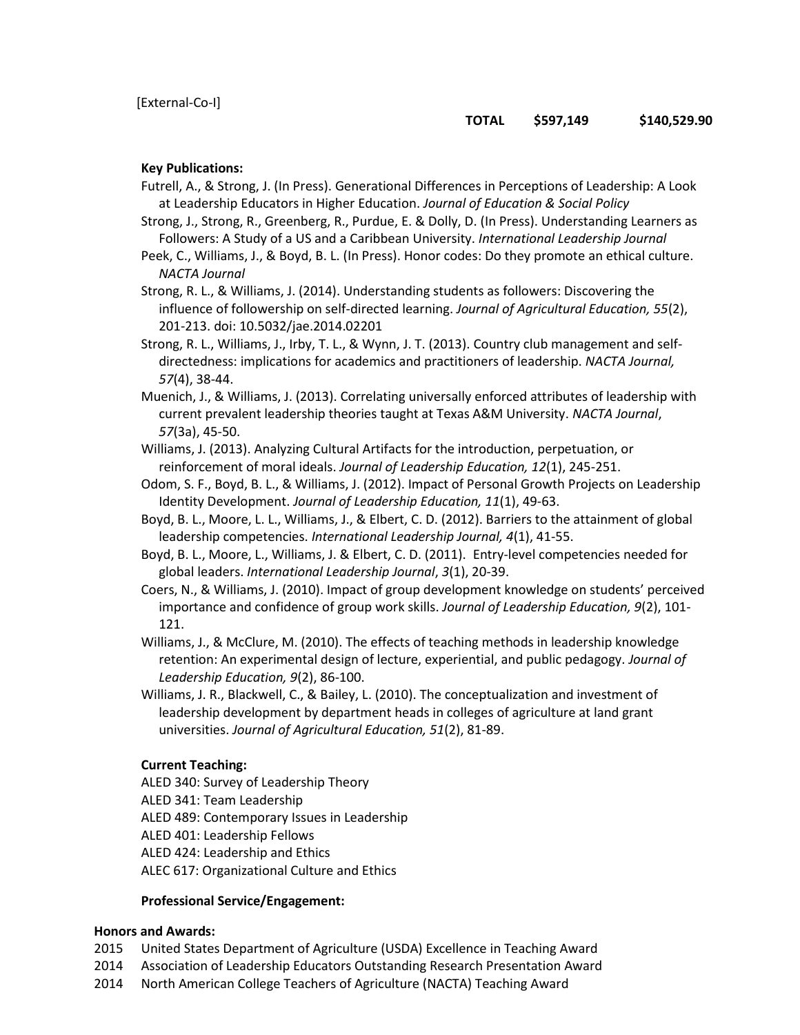[External-Co-I]

| | | | |
|---|---|---|---|
| | **TOTAL** | **$597,149** | **$140,529.90** |

**Key Publications:**

Futrell, A., & Strong, J. (In Press). Generational Differences in Perceptions of Leadership: A Look at Leadership Educators in Higher Education. *Journal of Education & Social Policy*

Strong, J., Strong, R., Greenberg, R., Purdue, E. & Dolly, D. (In Press). Understanding Learners as Followers: A Study of a US and a Caribbean University. *International Leadership Journal*

Peek, C., Williams, J., & Boyd, B. L. (In Press). Honor codes: Do they promote an ethical culture. *NACTA Journal*

Strong, R. L., & Williams, J. (2014). Understanding students as followers: Discovering the influence of followership on self-directed learning. *Journal of Agricultural Education, 55*(2), 201-213. doi: 10.5032/jae.2014.02201

Strong, R. L., Williams, J., Irby, T. L., & Wynn, J. T. (2013). Country club management and self-directedness: implications for academics and practitioners of leadership. *NACTA Journal, 57*(4), 38-44.

Muenich, J., & Williams, J. (2013). Correlating universally enforced attributes of leadership with current prevalent leadership theories taught at Texas A&M University. *NACTA Journal*, *57*(3a), 45-50.

Williams, J. (2013). Analyzing Cultural Artifacts for the introduction, perpetuation, or reinforcement of moral ideals. *Journal of Leadership Education, 12*(1), 245-251.

Odom, S. F., Boyd, B. L., & Williams, J. (2012). Impact of Personal Growth Projects on Leadership Identity Development. *Journal of Leadership Education, 11*(1), 49-63.

Boyd, B. L., Moore, L. L., Williams, J., & Elbert, C. D. (2012). Barriers to the attainment of global leadership competencies. *International Leadership Journal, 4*(1), 41-55.

Boyd, B. L., Moore, L., Williams, J. & Elbert, C. D. (2011). Entry-level competencies needed for global leaders. *International Leadership Journal*, *3*(1), 20-39.

Coers, N., & Williams, J. (2010). Impact of group development knowledge on students' perceived importance and confidence of group work skills. *Journal of Leadership Education, 9*(2), 101-121.

Williams, J., & McClure, M. (2010). The effects of teaching methods in leadership knowledge retention: An experimental design of lecture, experiential, and public pedagogy. *Journal of Leadership Education, 9*(2), 86-100.

Williams, J. R., Blackwell, C., & Bailey, L. (2010). The conceptualization and investment of leadership development by department heads in colleges of agriculture at land grant universities. *Journal of Agricultural Education, 51*(2), 81-89.

**Current Teaching:**

ALED 340: Survey of Leadership Theory
ALED 341: Team Leadership
ALED 489: Contemporary Issues in Leadership
ALED 401: Leadership Fellows
ALED 424: Leadership and Ethics
ALEC 617: Organizational Culture and Ethics

**Professional Service/Engagement:**

**Honors and Awards:**

2015 United States Department of Agriculture (USDA) Excellence in Teaching Award
2014 Association of Leadership Educators Outstanding Research Presentation Award
2014 North American College Teachers of Agriculture (NACTA) Teaching Award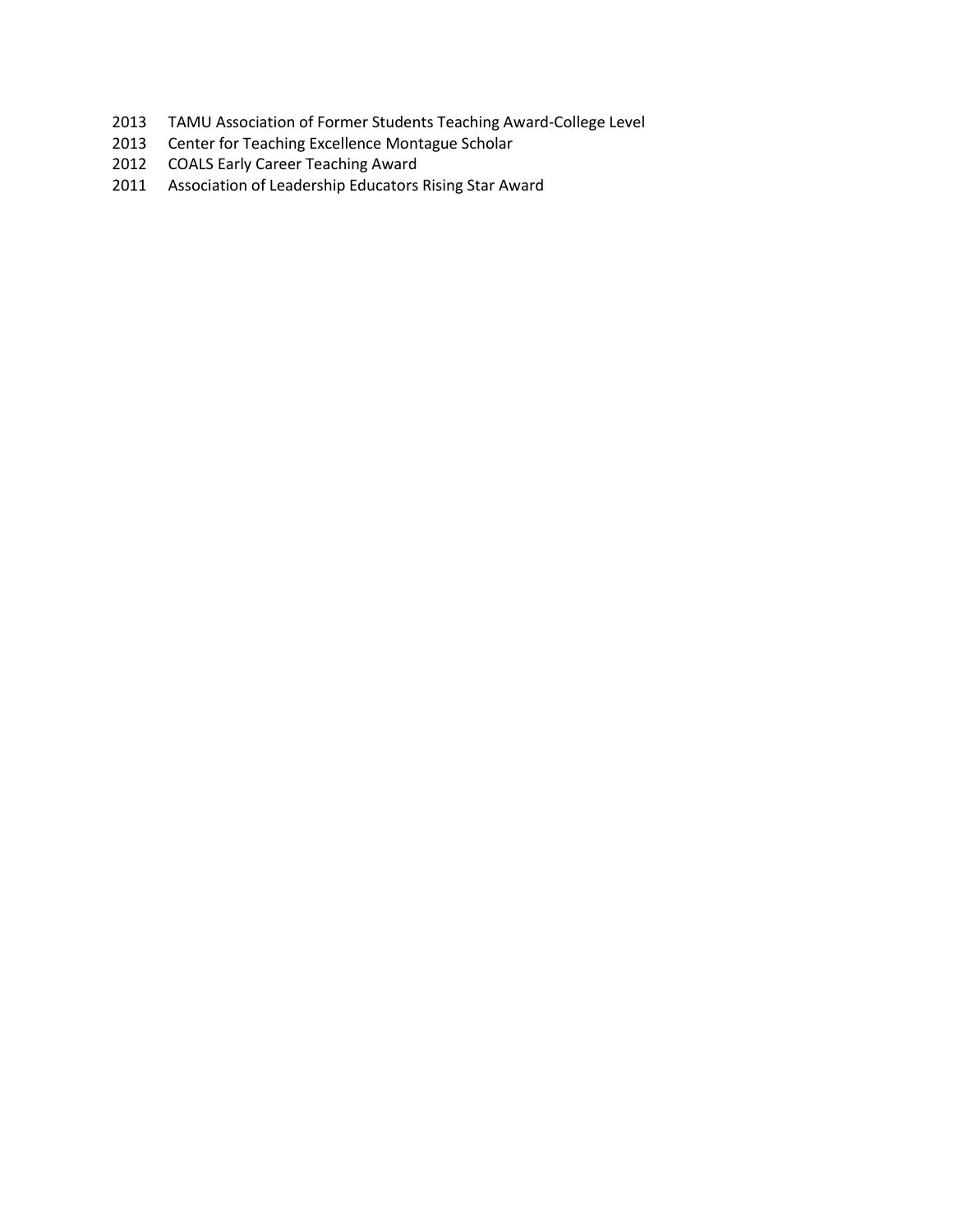2013 TAMU Association of Former Students Teaching Award-College Level
2013 Center for Teaching Excellence Montague Scholar
2012 COALS Early Career Teaching Award
2011 Association of Leadership Educators Rising Star Award